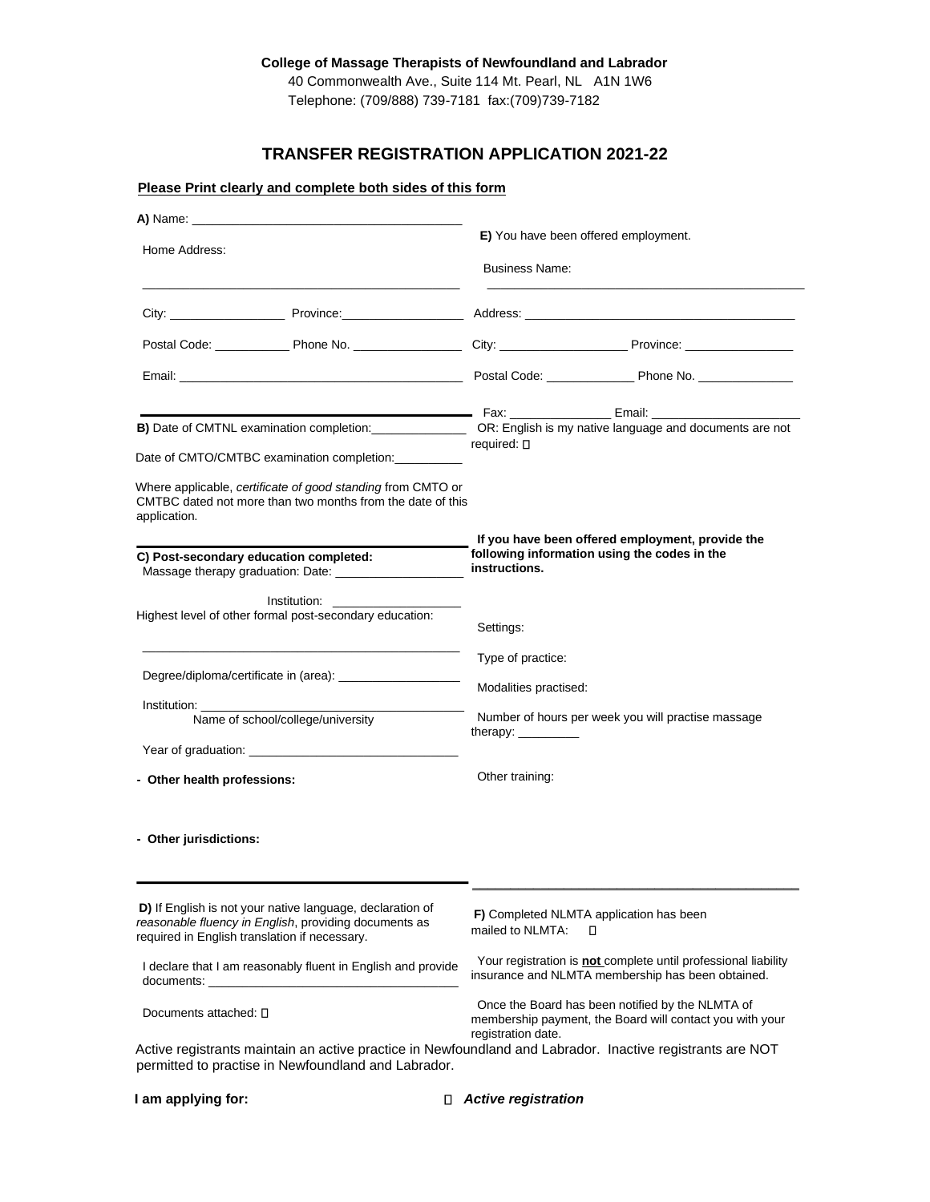**College of Massage Therapists of Newfoundland and Labrador**
40 Commonwealth Ave., Suite 114 Mt. Pearl, NL A1N 1W6
Telephone: (709/888) 739-7181 fax:(709)739-7182

# TRANSFER REGISTRATION APPLICATION 2021-22

**Please Print clearly and complete both sides of this form**

**A)** Name: ____________________

Home Address:

____________________

City: __________ Province: __________

Postal Code: __________ Phone No. __________

Email: ____________________

**B)** Date of CMTNL examination completion: __________

Date of CMTO/CMTBC examination completion: __________

Where applicable, *certificate of good standing* from CMTO or CMTBC dated not more than two months from the date of this application.

**C) Post-secondary education completed:**
Massage therapy graduation: Date: __________

Institution: __________

Highest level of other formal post-secondary education:

____________________

Degree/diploma/certificate in (area): __________

Institution: ____________________
Name of school/college/university

Year of graduation: __________

**- Other health professions:**

**- Other jurisdictions:**

**D)** If English is not your native language, declaration of *reasonable fluency in English*, providing documents as required in English translation if necessary.

I declare that I am reasonably fluent in English and provide documents: ____________________

Documents attached: ☐

**E)** You have been offered employment.

Business Name:

____________________

Address: ____________________

City: __________ Province: __________

Postal Code: __________ Phone No. __________

Fax: __________ Email: __________

OR: English is my native language and documents are not required: ☐

**If you have been offered employment, provide the following information using the codes in the instructions.**

Settings:

Type of practice:

Modalities practised:

Number of hours per week you will practise massage therapy: __________

Other training:

**F)** Completed NLMTA application has been mailed to NLMTA: ☐

Your registration is **not** complete until professional liability insurance and NLMTA membership has been obtained.

Once the Board has been notified by the NLMTA of membership payment, the Board will contact you with your registration date.

Active registrants maintain an active practice in Newfoundland and Labrador. Inactive registrants are NOT permitted to practise in Newfoundland and Labrador.

**I am applying for:** ☐ ***Active registration***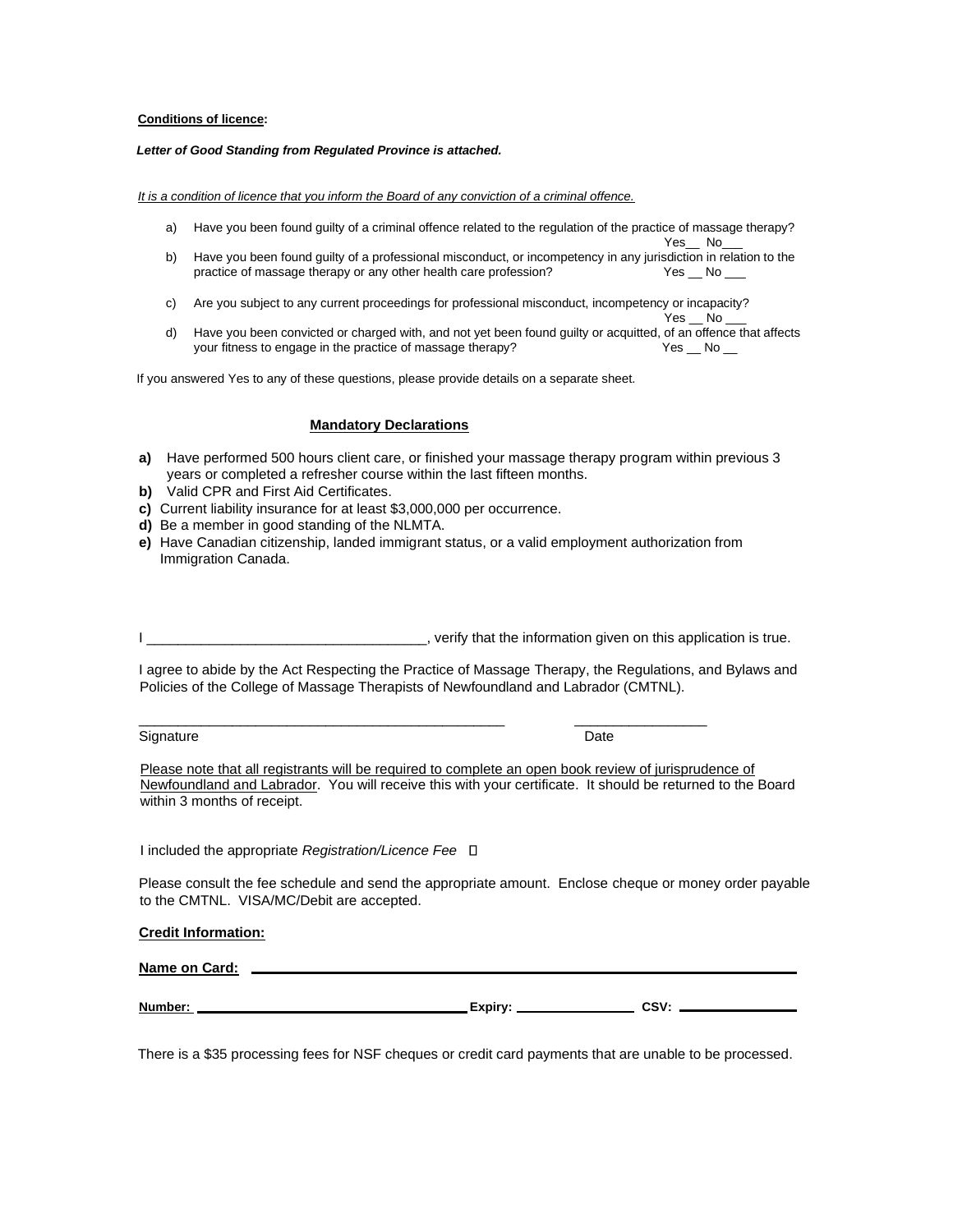**Conditions of licence:**

***Letter of Good Standing from Regulated Province is attached.***

*It is a condition of licence that you inform the Board of any conviction of a criminal offence.*

a) Have you been found guilty of a criminal offence related to the regulation of the practice of massage therapy? Yes__ No___

b) Have you been found guilty of a professional misconduct, or incompetency in any jurisdiction in relation to the practice of massage therapy or any other health care profession? Yes __ No ___

c) Are you subject to any current proceedings for professional misconduct, incompetency or incapacity? Yes __ No ___

d) Have you been convicted or charged with, and not yet been found guilty or acquitted, of an offence that affects your fitness to engage in the practice of massage therapy? Yes __ No __

If you answered Yes to any of these questions, please provide details on a separate sheet.

**Mandatory Declarations**

**a)** Have performed 500 hours client care, or finished your massage therapy program within previous 3 years or completed a refresher course within the last fifteen months.
**b)** Valid CPR and First Aid Certificates.
**c)** Current liability insurance for at least $3,000,000 per occurrence.
**d)** Be a member in good standing of the NLMTA.
**e)** Have Canadian citizenship, landed immigrant status, or a valid employment authorization from Immigration Canada.

I ___________________________________, verify that the information given on this application is true.

I agree to abide by the Act Respecting the Practice of Massage Therapy, the Regulations, and Bylaws and Policies of the College of Massage Therapists of Newfoundland and Labrador (CMTNL).

_________________________________________________ _________________

Signature Date

Please note that all registrants will be required to complete an open book review of jurisprudence of Newfoundland and Labrador. You will receive this with your certificate. It should be returned to the Board within 3 months of receipt.

I included the appropriate *Registration/Licence Fee* ☐

Please consult the fee schedule and send the appropriate amount. Enclose cheque or money order payable to the CMTNL. VISA/MC/Debit are accepted.

**Credit Information:**

**Name on Card:** ______________________________________________

**Number:** ______________________ **Expiry:** ______________ **CSV:** ______________

There is a $35 processing fees for NSF cheques or credit card payments that are unable to be processed.